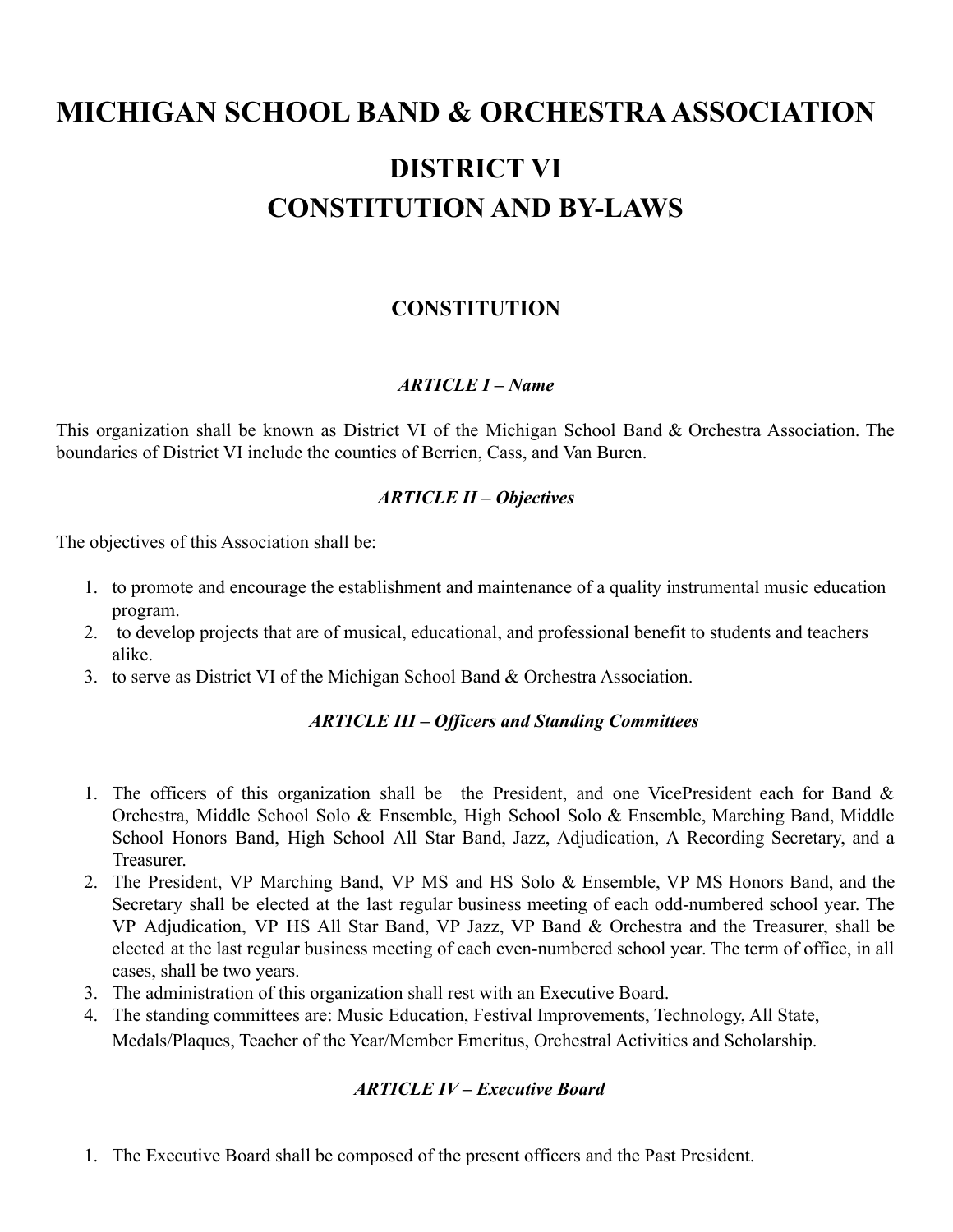# MICHIGAN SCHOOL BAND & ORCHESTRA ASSOCIATION

# DISTRICT VI
# CONSTITUTION AND BY-LAWS

## CONSTITUTION

### *ARTICLE I – Name*

This organization shall be known as District VI of the Michigan School Band & Orchestra Association. The boundaries of District VI include the counties of Berrien, Cass, and Van Buren.

### *ARTICLE II – Objectives*

The objectives of this Association shall be:

1. to promote and encourage the establishment and maintenance of a quality instrumental music education program.
2. to develop projects that are of musical, educational, and professional benefit to students and teachers alike.
3. to serve as District VI of the Michigan School Band & Orchestra Association.

### *ARTICLE III – Officers and Standing Committees*

1. The officers of this organization shall be the President, and one VicePresident each for Band & Orchestra, Middle School Solo & Ensemble, High School Solo & Ensemble, Marching Band, Middle School Honors Band, High School All Star Band, Jazz, Adjudication, A Recording Secretary, and a Treasurer.
2. The President, VP Marching Band, VP MS and HS Solo & Ensemble, VP MS Honors Band, and the Secretary shall be elected at the last regular business meeting of each odd-numbered school year. The VP Adjudication, VP HS All Star Band, VP Jazz, VP Band & Orchestra and the Treasurer, shall be elected at the last regular business meeting of each even-numbered school year. The term of office, in all cases, shall be two years.
3. The administration of this organization shall rest with an Executive Board.
4. The standing committees are: Music Education, Festival Improvements, Technology, All State, Medals/Plaques, Teacher of the Year/Member Emeritus, Orchestral Activities and Scholarship.

### *ARTICLE IV – Executive Board*

1. The Executive Board shall be composed of the present officers and the Past President.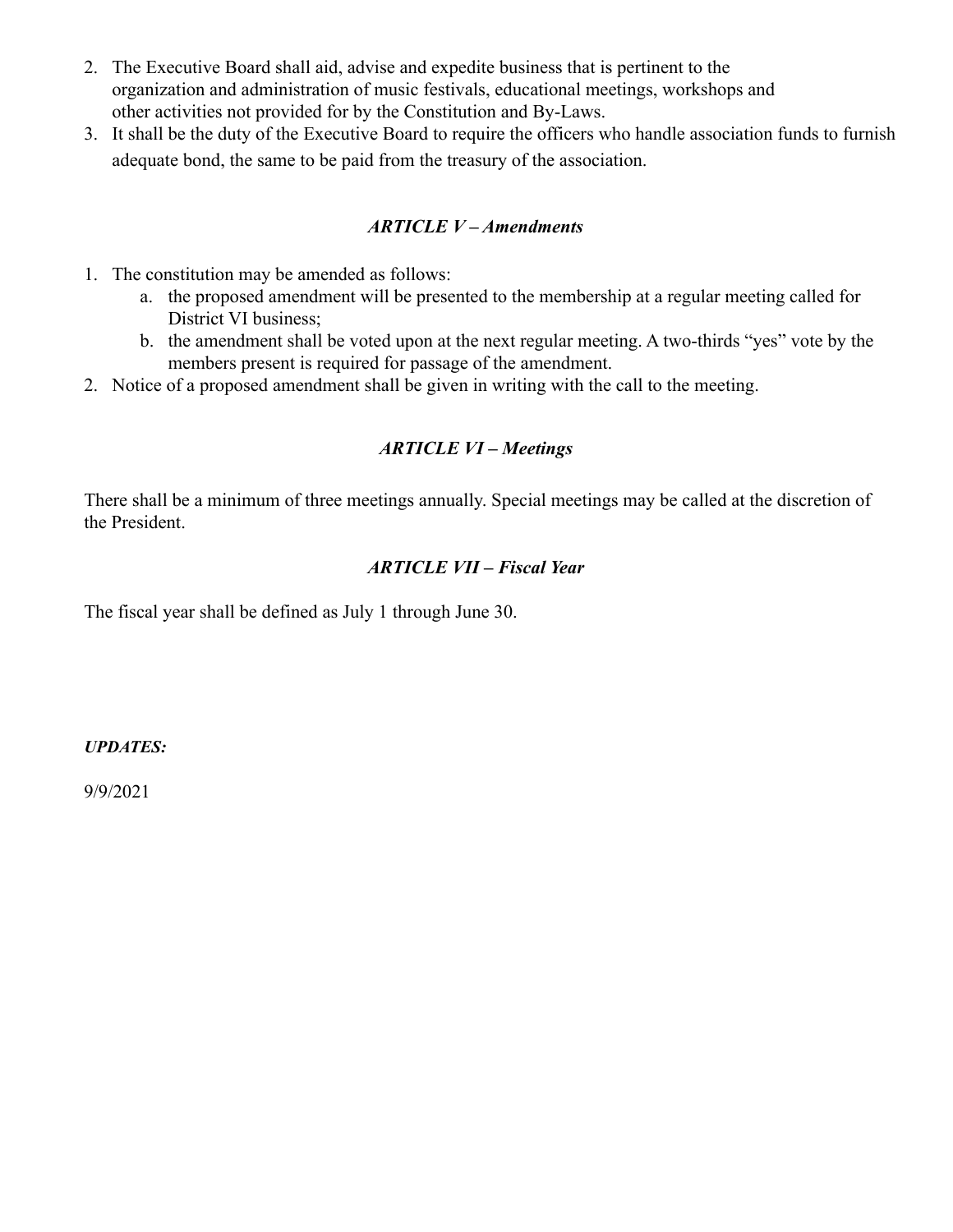2. The Executive Board shall aid, advise and expedite business that is pertinent to the organization and administration of music festivals, educational meetings, workshops and other activities not provided for by the Constitution and By-Laws.
3. It shall be the duty of the Executive Board to require the officers who handle association funds to furnish adequate bond, the same to be paid from the treasury of the association.

### *ARTICLE V – Amendments*

1. The constitution may be amended as follows:
   a. the proposed amendment will be presented to the membership at a regular meeting called for District VI business;
   b. the amendment shall be voted upon at the next regular meeting. A two-thirds "yes" vote by the members present is required for passage of the amendment.
2. Notice of a proposed amendment shall be given in writing with the call to the meeting.

### *ARTICLE VI – Meetings*

There shall be a minimum of three meetings annually. Special meetings may be called at the discretion of the President.

### *ARTICLE VII – Fiscal Year*

The fiscal year shall be defined as July 1 through June 30.

***UPDATES:***

9/9/2021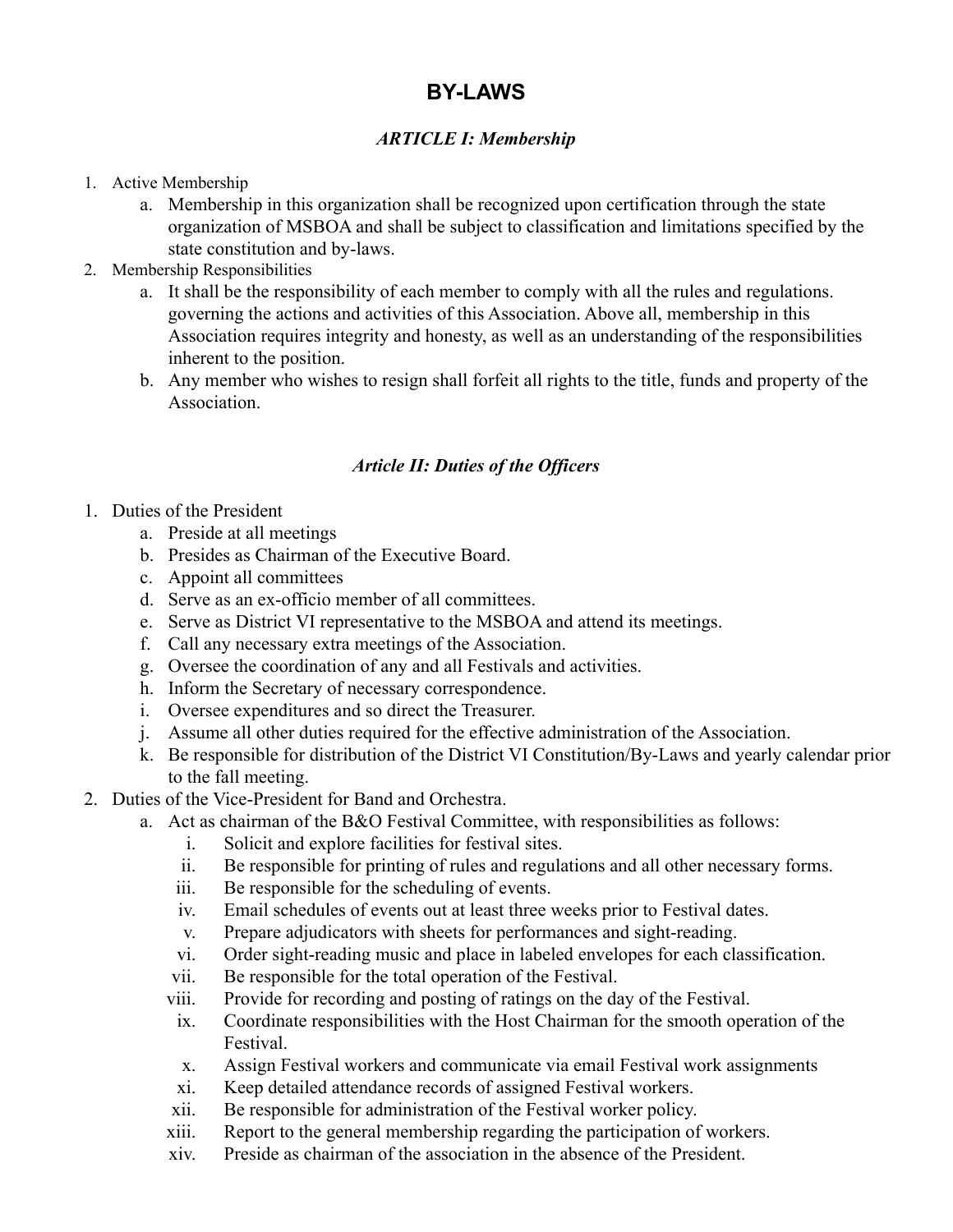# BY-LAWS

## *ARTICLE I: Membership*

1. Active Membership
    a. Membership in this organization shall be recognized upon certification through the state organization of MSBOA and shall be subject to classification and limitations specified by the state constitution and by-laws.
2. Membership Responsibilities
    a. It shall be the responsibility of each member to comply with all the rules and regulations. governing the actions and activities of this Association. Above all, membership in this Association requires integrity and honesty, as well as an understanding of the responsibilities inherent to the position.
    b. Any member who wishes to resign shall forfeit all rights to the title, funds and property of the Association.

## *Article II: Duties of the Officers*

1. Duties of the President
    a. Preside at all meetings
    b. Presides as Chairman of the Executive Board.
    c. Appoint all committees
    d. Serve as an ex-officio member of all committees.
    e. Serve as District VI representative to the MSBOA and attend its meetings.
    f. Call any necessary extra meetings of the Association.
    g. Oversee the coordination of any and all Festivals and activities.
    h. Inform the Secretary of necessary correspondence.
    i. Oversee expenditures and so direct the Treasurer.
    j. Assume all other duties required for the effective administration of the Association.
    k. Be responsible for distribution of the District VI Constitution/By-Laws and yearly calendar prior to the fall meeting.
2. Duties of the Vice-President for Band and Orchestra.
    a. Act as chairman of the B&O Festival Committee, with responsibilities as follows:
        i. Solicit and explore facilities for festival sites.
        ii. Be responsible for printing of rules and regulations and all other necessary forms.
        iii. Be responsible for the scheduling of events.
        iv. Email schedules of events out at least three weeks prior to Festival dates.
        v. Prepare adjudicators with sheets for performances and sight-reading.
        vi. Order sight-reading music and place in labeled envelopes for each classification.
        vii. Be responsible for the total operation of the Festival.
        viii. Provide for recording and posting of ratings on the day of the Festival.
        ix. Coordinate responsibilities with the Host Chairman for the smooth operation of the Festival.
        x. Assign Festival workers and communicate via email Festival work assignments
        xi. Keep detailed attendance records of assigned Festival workers.
        xii. Be responsible for administration of the Festival worker policy.
        xiii. Report to the general membership regarding the participation of workers.
        xiv. Preside as chairman of the association in the absence of the President.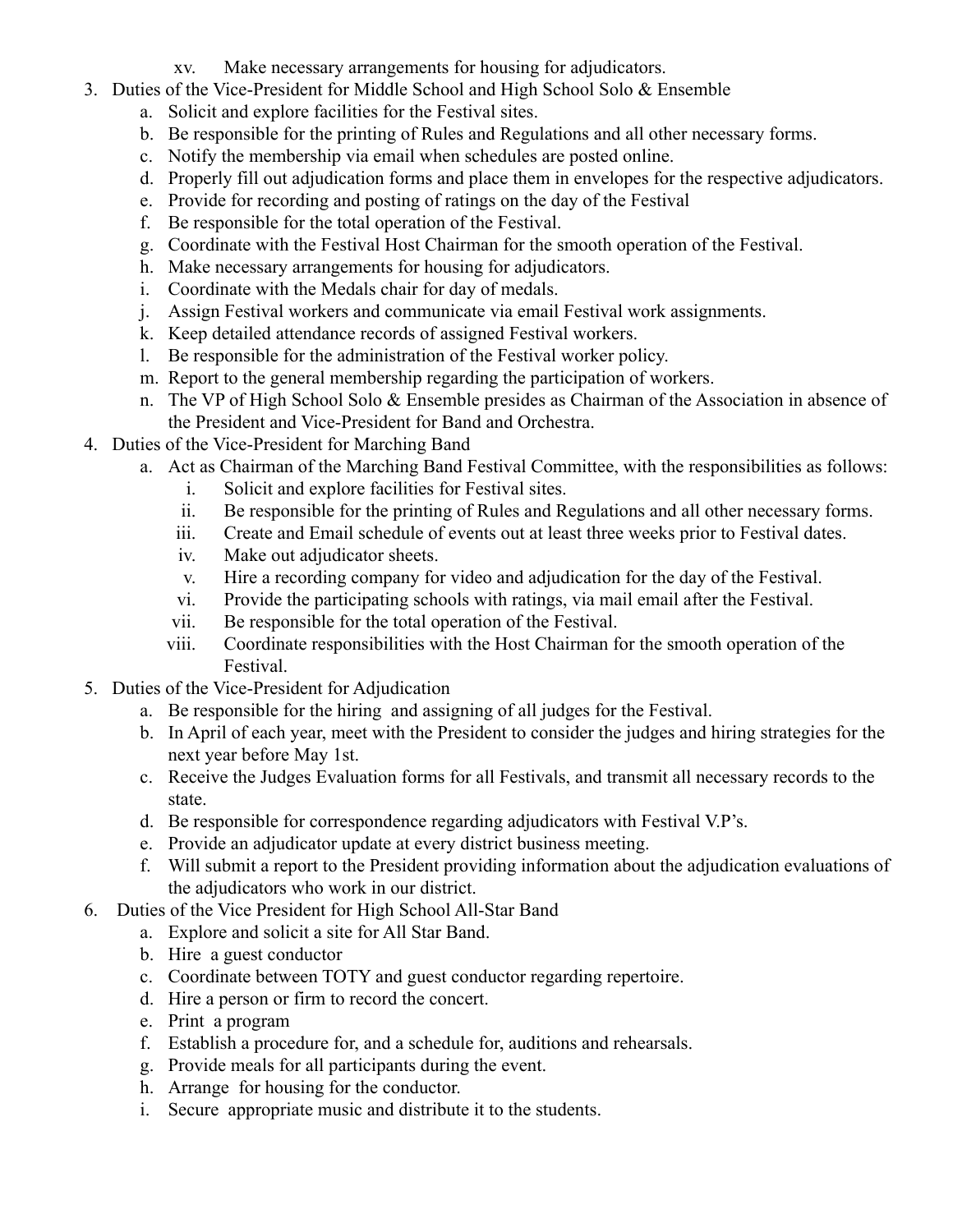xv. Make necessary arrangements for housing for adjudicators.

3. Duties of the Vice-President for Middle School and High School Solo & Ensemble
   a. Solicit and explore facilities for the Festival sites.
   b. Be responsible for the printing of Rules and Regulations and all other necessary forms.
   c. Notify the membership via email when schedules are posted online.
   d. Properly fill out adjudication forms and place them in envelopes for the respective adjudicators.
   e. Provide for recording and posting of ratings on the day of the Festival
   f. Be responsible for the total operation of the Festival.
   g. Coordinate with the Festival Host Chairman for the smooth operation of the Festival.
   h. Make necessary arrangements for housing for adjudicators.
   i. Coordinate with the Medals chair for day of medals.
   j. Assign Festival workers and communicate via email Festival work assignments.
   k. Keep detailed attendance records of assigned Festival workers.
   l. Be responsible for the administration of the Festival worker policy.
   m. Report to the general membership regarding the participation of workers.
   n. The VP of High School Solo & Ensemble presides as Chairman of the Association in absence of the President and Vice-President for Band and Orchestra.
4. Duties of the Vice-President for Marching Band
   a. Act as Chairman of the Marching Band Festival Committee, with the responsibilities as follows:
      i. Solicit and explore facilities for Festival sites.
      ii. Be responsible for the printing of Rules and Regulations and all other necessary forms.
      iii. Create and Email schedule of events out at least three weeks prior to Festival dates.
      iv. Make out adjudicator sheets.
      v. Hire a recording company for video and adjudication for the day of the Festival.
      vi. Provide the participating schools with ratings, via mail email after the Festival.
      vii. Be responsible for the total operation of the Festival.
      viii. Coordinate responsibilities with the Host Chairman for the smooth operation of the Festival.
5. Duties of the Vice-President for Adjudication
   a. Be responsible for the hiring and assigning of all judges for the Festival.
   b. In April of each year, meet with the President to consider the judges and hiring strategies for the next year before May 1st.
   c. Receive the Judges Evaluation forms for all Festivals, and transmit all necessary records to the state.
   d. Be responsible for correspondence regarding adjudicators with Festival V.P's.
   e. Provide an adjudicator update at every district business meeting.
   f. Will submit a report to the President providing information about the adjudication evaluations of the adjudicators who work in our district.
6. Duties of the Vice President for High School All-Star Band
   a. Explore and solicit a site for All Star Band.
   b. Hire a guest conductor
   c. Coordinate between TOTY and guest conductor regarding repertoire.
   d. Hire a person or firm to record the concert.
   e. Print a program
   f. Establish a procedure for, and a schedule for, auditions and rehearsals.
   g. Provide meals for all participants during the event.
   h. Arrange for housing for the conductor.
   i. Secure appropriate music and distribute it to the students.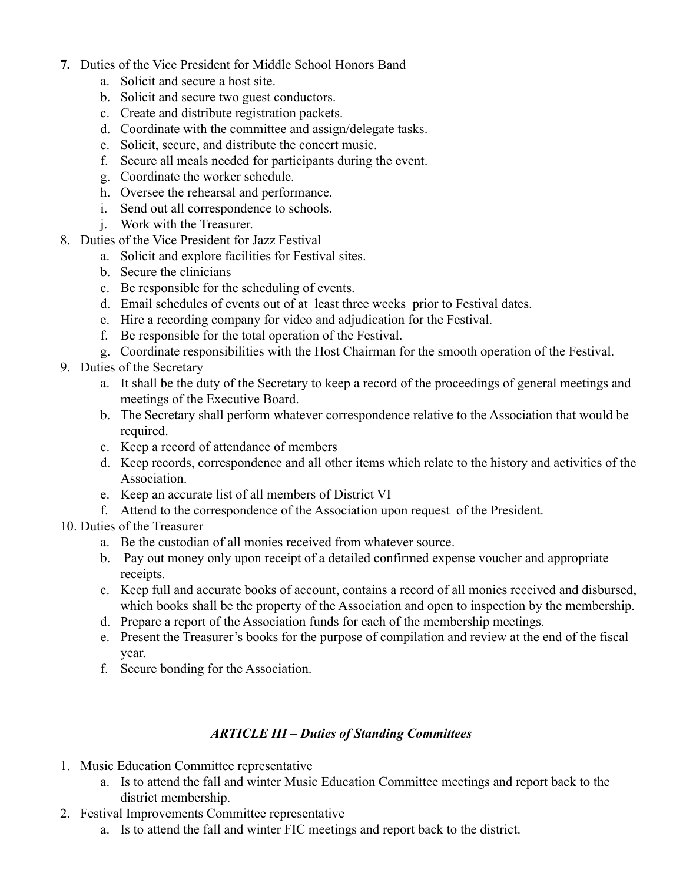7. Duties of the Vice President for Middle School Honors Band
    a. Solicit and secure a host site.
    b. Solicit and secure two guest conductors.
    c. Create and distribute registration packets.
    d. Coordinate with the committee and assign/delegate tasks.
    e. Solicit, secure, and distribute the concert music.
    f. Secure all meals needed for participants during the event.
    g. Coordinate the worker schedule.
    h. Oversee the rehearsal and performance.
    i. Send out all correspondence to schools.
    j. Work with the Treasurer.
8. Duties of the Vice President for Jazz Festival
    a. Solicit and explore facilities for Festival sites.
    b. Secure the clinicians
    c. Be responsible for the scheduling of events.
    d. Email schedules of events out of at least three weeks prior to Festival dates.
    e. Hire a recording company for video and adjudication for the Festival.
    f. Be responsible for the total operation of the Festival.
    g. Coordinate responsibilities with the Host Chairman for the smooth operation of the Festival.
9. Duties of the Secretary
    a. It shall be the duty of the Secretary to keep a record of the proceedings of general meetings and meetings of the Executive Board.
    b. The Secretary shall perform whatever correspondence relative to the Association that would be required.
    c. Keep a record of attendance of members
    d. Keep records, correspondence and all other items which relate to the history and activities of the Association.
    e. Keep an accurate list of all members of District VI
    f. Attend to the correspondence of the Association upon request of the President.
10. Duties of the Treasurer
    a. Be the custodian of all monies received from whatever source.
    b. Pay out money only upon receipt of a detailed confirmed expense voucher and appropriate receipts.
    c. Keep full and accurate books of account, contains a record of all monies received and disbursed, which books shall be the property of the Association and open to inspection by the membership.
    d. Prepare a report of the Association funds for each of the membership meetings.
    e. Present the Treasurer's books for the purpose of compilation and review at the end of the fiscal year.
    f. Secure bonding for the Association.

### *ARTICLE III – Duties of Standing Committees*

1. Music Education Committee representative
    a. Is to attend the fall and winter Music Education Committee meetings and report back to the district membership.
2. Festival Improvements Committee representative
    a. Is to attend the fall and winter FIC meetings and report back to the district.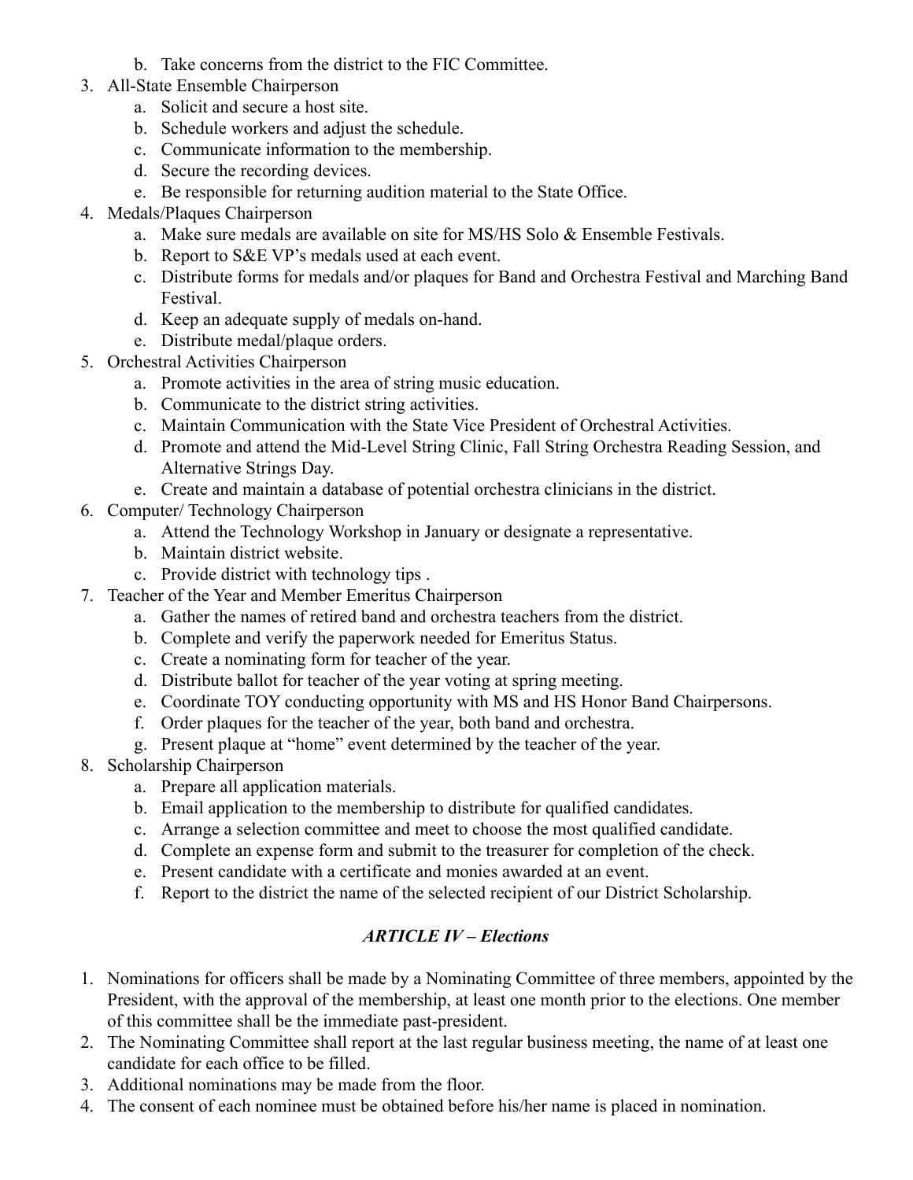b. Take concerns from the district to the FIC Committee.

3. All-State Ensemble Chairperson
   a. Solicit and secure a host site.
   b. Schedule workers and adjust the schedule.
   c. Communicate information to the membership.
   d. Secure the recording devices.
   e. Be responsible for returning audition material to the State Office.
4. Medals/Plaques Chairperson
   a. Make sure medals are available on site for MS/HS Solo & Ensemble Festivals.
   b. Report to S&E VP's medals used at each event.
   c. Distribute forms for medals and/or plaques for Band and Orchestra Festival and Marching Band Festival.
   d. Keep an adequate supply of medals on-hand.
   e. Distribute medal/plaque orders.
5. Orchestral Activities Chairperson
   a. Promote activities in the area of string music education.
   b. Communicate to the district string activities.
   c. Maintain Communication with the State Vice President of Orchestral Activities.
   d. Promote and attend the Mid-Level String Clinic, Fall String Orchestra Reading Session, and Alternative Strings Day.
   e. Create and maintain a database of potential orchestra clinicians in the district.
6. Computer/ Technology Chairperson
   a. Attend the Technology Workshop in January or designate a representative.
   b. Maintain district website.
   c. Provide district with technology tips .
7. Teacher of the Year and Member Emeritus Chairperson
   a. Gather the names of retired band and orchestra teachers from the district.
   b. Complete and verify the paperwork needed for Emeritus Status.
   c. Create a nominating form for teacher of the year.
   d. Distribute ballot for teacher of the year voting at spring meeting.
   e. Coordinate TOY conducting opportunity with MS and HS Honor Band Chairpersons.
   f. Order plaques for the teacher of the year, both band and orchestra.
   g. Present plaque at "home" event determined by the teacher of the year.
8. Scholarship Chairperson
   a. Prepare all application materials.
   b. Email application to the membership to distribute for qualified candidates.
   c. Arrange a selection committee and meet to choose the most qualified candidate.
   d. Complete an expense form and submit to the treasurer for completion of the check.
   e. Present candidate with a certificate and monies awarded at an event.
   f. Report to the district the name of the selected recipient of our District Scholarship.

### *ARTICLE IV – Elections*

1. Nominations for officers shall be made by a Nominating Committee of three members, appointed by the President, with the approval of the membership, at least one month prior to the elections. One member of this committee shall be the immediate past-president.
2. The Nominating Committee shall report at the last regular business meeting, the name of at least one candidate for each office to be filled.
3. Additional nominations may be made from the floor.
4. The consent of each nominee must be obtained before his/her name is placed in nomination.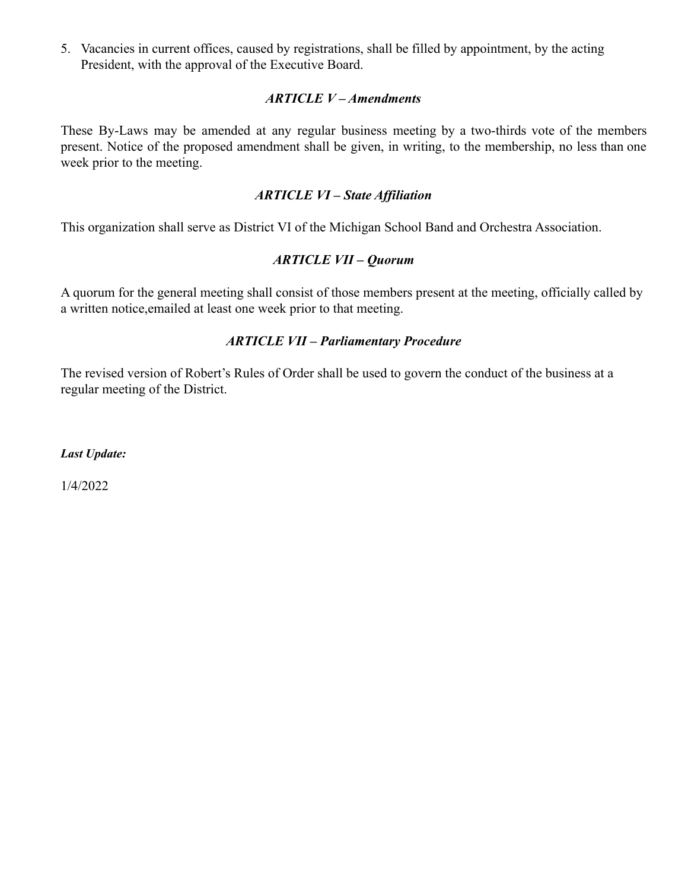5. Vacancies in current offices, caused by registrations, shall be filled by appointment, by the acting President, with the approval of the Executive Board.

### *ARTICLE V – Amendments*

These By-Laws may be amended at any regular business meeting by a two-thirds vote of the members present. Notice of the proposed amendment shall be given, in writing, to the membership, no less than one week prior to the meeting.

### *ARTICLE VI – State Affiliation*

This organization shall serve as District VI of the Michigan School Band and Orchestra Association.

### *ARTICLE VII – Quorum*

A quorum for the general meeting shall consist of those members present at the meeting, officially called by a written notice,emailed at least one week prior to that meeting.

### *ARTICLE VII – Parliamentary Procedure*

The revised version of Robert's Rules of Order shall be used to govern the conduct of the business at a regular meeting of the District.

***Last Update:***

1/4/2022